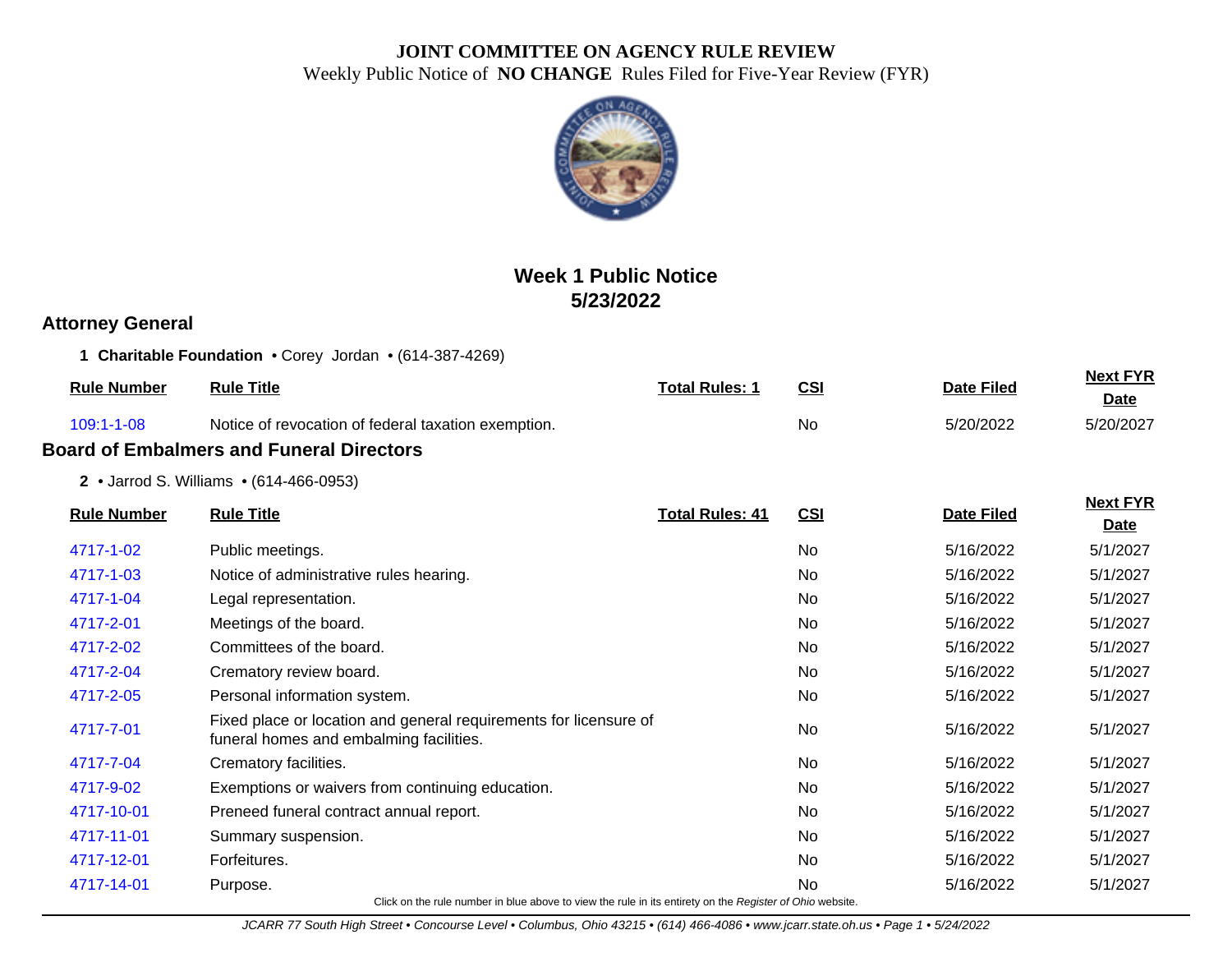# JOINT COMMITTEE ON AGENCY RULE REVIEW

Weekly Public Notice of **NO CHANGE** Rules Filed for Five-Year Review (FYR)

## Week 1 Public Notice
## 5/23/2022

## Attorney General

**1 Charitable Foundation** • Corey Jordan • (614-387-4269)

| Rule Number | Rule Title | Total Rules: 1 | CSI | Date Filed | Next FYR Date |
|---|---|---|---|---|---|
| 109:1-1-08 | Notice of revocation of federal taxation exemption. | | No | 5/20/2022 | 5/20/2027 |

## Board of Embalmers and Funeral Directors

**2** • Jarrod S. Williams • (614-466-0953)

| Rule Number | Rule Title | Total Rules: 41 | CSI | Date Filed | Next FYR Date |
|---|---|---|---|---|---|
| 4717-1-02 | Public meetings. | | No | 5/16/2022 | 5/1/2027 |
| 4717-1-03 | Notice of administrative rules hearing. | | No | 5/16/2022 | 5/1/2027 |
| 4717-1-04 | Legal representation. | | No | 5/16/2022 | 5/1/2027 |
| 4717-2-01 | Meetings of the board. | | No | 5/16/2022 | 5/1/2027 |
| 4717-2-02 | Committees of the board. | | No | 5/16/2022 | 5/1/2027 |
| 4717-2-04 | Crematory review board. | | No | 5/16/2022 | 5/1/2027 |
| 4717-2-05 | Personal information system. | | No | 5/16/2022 | 5/1/2027 |
| 4717-7-01 | Fixed place or location and general requirements for licensure of funeral homes and embalming facilities. | | No | 5/16/2022 | 5/1/2027 |
| 4717-7-04 | Crematory facilities. | | No | 5/16/2022 | 5/1/2027 |
| 4717-9-02 | Exemptions or waivers from continuing education. | | No | 5/16/2022 | 5/1/2027 |
| 4717-10-01 | Preneed funeral contract annual report. | | No | 5/16/2022 | 5/1/2027 |
| 4717-11-01 | Summary suspension. | | No | 5/16/2022 | 5/1/2027 |
| 4717-12-01 | Forfeitures. | | No | 5/16/2022 | 5/1/2027 |
| 4717-14-01 | Purpose. | | No | 5/16/2022 | 5/1/2027 |

Click on the rule number in blue above to view the rule in its entirety on the *Register of Ohio* website.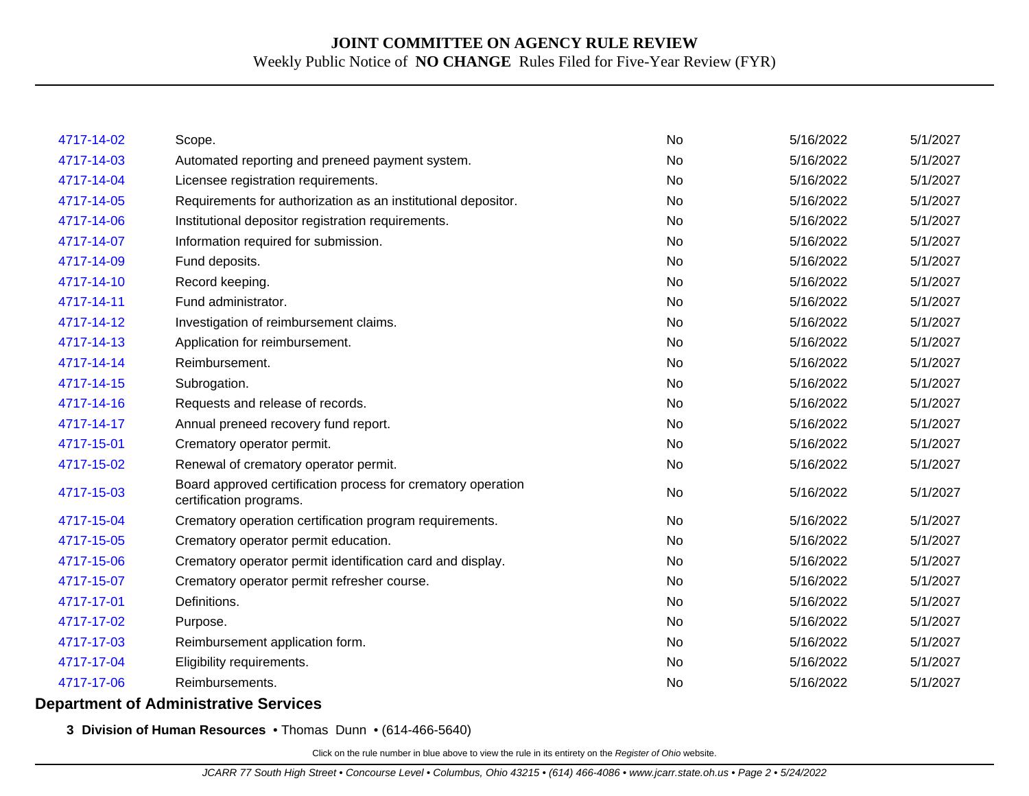| | | | | |
|---|---|---|---|---|
| 4717-14-02 | Scope. | No | 5/16/2022 | 5/1/2027 |
| 4717-14-03 | Automated reporting and preneed payment system. | No | 5/16/2022 | 5/1/2027 |
| 4717-14-04 | Licensee registration requirements. | No | 5/16/2022 | 5/1/2027 |
| 4717-14-05 | Requirements for authorization as an institutional depositor. | No | 5/16/2022 | 5/1/2027 |
| 4717-14-06 | Institutional depositor registration requirements. | No | 5/16/2022 | 5/1/2027 |
| 4717-14-07 | Information required for submission. | No | 5/16/2022 | 5/1/2027 |
| 4717-14-09 | Fund deposits. | No | 5/16/2022 | 5/1/2027 |
| 4717-14-10 | Record keeping. | No | 5/16/2022 | 5/1/2027 |
| 4717-14-11 | Fund administrator. | No | 5/16/2022 | 5/1/2027 |
| 4717-14-12 | Investigation of reimbursement claims. | No | 5/16/2022 | 5/1/2027 |
| 4717-14-13 | Application for reimbursement. | No | 5/16/2022 | 5/1/2027 |
| 4717-14-14 | Reimbursement. | No | 5/16/2022 | 5/1/2027 |
| 4717-14-15 | Subrogation. | No | 5/16/2022 | 5/1/2027 |
| 4717-14-16 | Requests and release of records. | No | 5/16/2022 | 5/1/2027 |
| 4717-14-17 | Annual preneed recovery fund report. | No | 5/16/2022 | 5/1/2027 |
| 4717-15-01 | Crematory operator permit. | No | 5/16/2022 | 5/1/2027 |
| 4717-15-02 | Renewal of crematory operator permit. | No | 5/16/2022 | 5/1/2027 |
| 4717-15-03 | Board approved certification process for crematory operation certification programs. | No | 5/16/2022 | 5/1/2027 |
| 4717-15-04 | Crematory operation certification program requirements. | No | 5/16/2022 | 5/1/2027 |
| 4717-15-05 | Crematory operator permit education. | No | 5/16/2022 | 5/1/2027 |
| 4717-15-06 | Crematory operator permit identification card and display. | No | 5/16/2022 | 5/1/2027 |
| 4717-15-07 | Crematory operator permit refresher course. | No | 5/16/2022 | 5/1/2027 |
| 4717-17-01 | Definitions. | No | 5/16/2022 | 5/1/2027 |
| 4717-17-02 | Purpose. | No | 5/16/2022 | 5/1/2027 |
| 4717-17-03 | Reimbursement application form. | No | 5/16/2022 | 5/1/2027 |
| 4717-17-04 | Eligibility requirements. | No | 5/16/2022 | 5/1/2027 |
| 4717-17-06 | Reimbursements. | No | 5/16/2022 | 5/1/2027 |

## Department of Administrative Services

**3 Division of Human Resources** • Thomas Dunn • (614-466-5640)

Click on the rule number in blue above to view the rule in its entirety on the *Register of Ohio* website.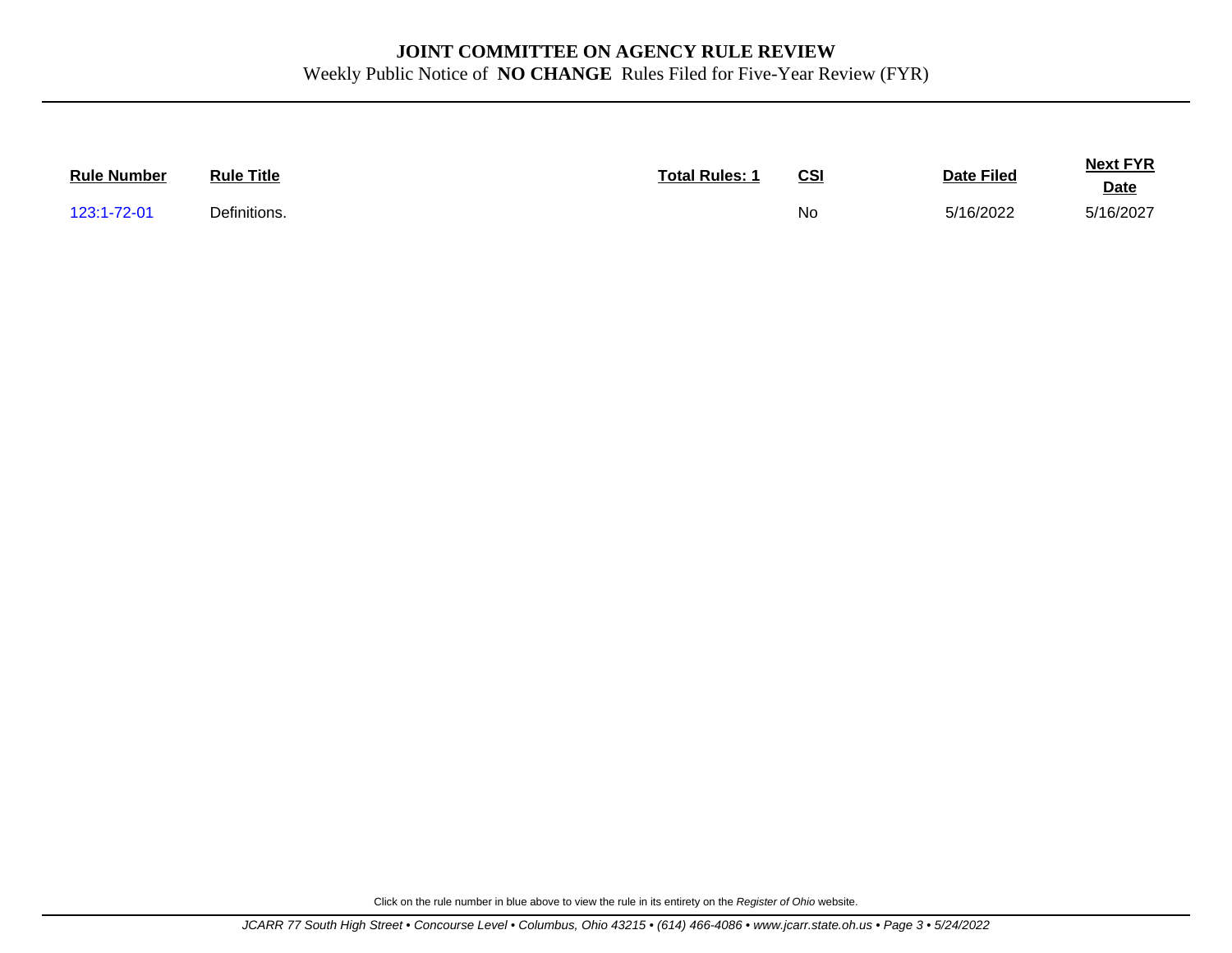# JOINT COMMITTEE ON AGENCY RULE REVIEW

Weekly Public Notice of **NO CHANGE** Rules Filed for Five-Year Review (FYR)

| Rule Number | Rule Title | Total Rules: 1 | CSI | Date Filed | Next FYR Date |
|---|---|---|---|---|---|
| 123:1-72-01 | Definitions. | | No | 5/16/2022 | 5/16/2027 |

Click on the rule number in blue above to view the rule in its entirety on the *Register of Ohio* website.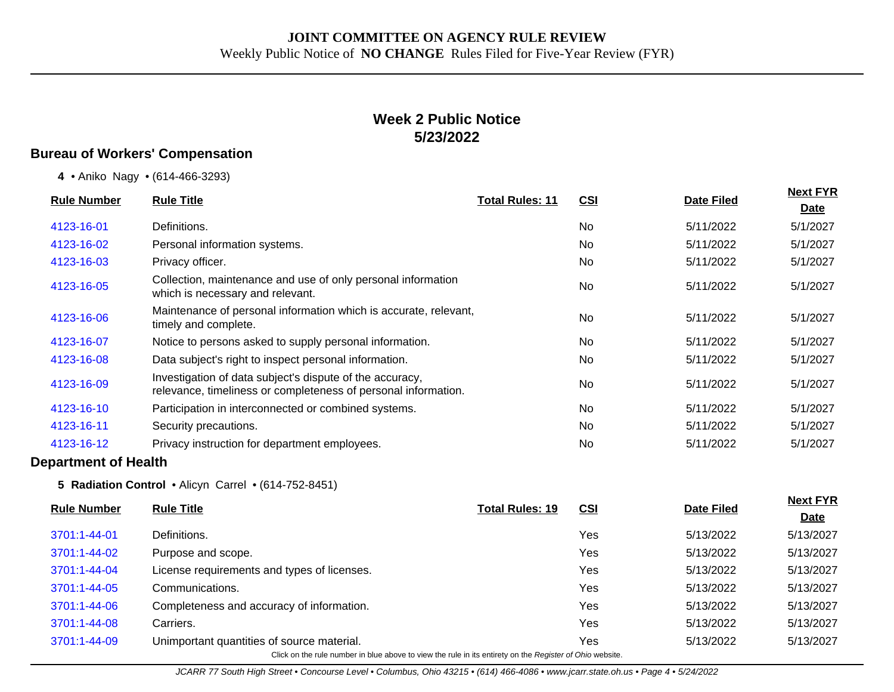**JOINT COMMITTEE ON AGENCY RULE REVIEW**

Weekly Public Notice of **NO CHANGE** Rules Filed for Five-Year Review (FYR)

## Week 2 Public Notice
## 5/23/2022

### Bureau of Workers' Compensation

**4** • Aniko Nagy • (614-466-3293)

| Rule Number | Rule Title | Total Rules: 11 | CSI | Date Filed | Next FYR Date |
|---|---|---|---|---|---|
| 4123-16-01 | Definitions. | | No | 5/11/2022 | 5/1/2027 |
| 4123-16-02 | Personal information systems. | | No | 5/11/2022 | 5/1/2027 |
| 4123-16-03 | Privacy officer. | | No | 5/11/2022 | 5/1/2027 |
| 4123-16-05 | Collection, maintenance and use of only personal information which is necessary and relevant. | | No | 5/11/2022 | 5/1/2027 |
| 4123-16-06 | Maintenance of personal information which is accurate, relevant, timely and complete. | | No | 5/11/2022 | 5/1/2027 |
| 4123-16-07 | Notice to persons asked to supply personal information. | | No | 5/11/2022 | 5/1/2027 |
| 4123-16-08 | Data subject's right to inspect personal information. | | No | 5/11/2022 | 5/1/2027 |
| 4123-16-09 | Investigation of data subject's dispute of the accuracy, relevance, timeliness or completeness of personal information. | | No | 5/11/2022 | 5/1/2027 |
| 4123-16-10 | Participation in interconnected or combined systems. | | No | 5/11/2022 | 5/1/2027 |
| 4123-16-11 | Security precautions. | | No | 5/11/2022 | 5/1/2027 |
| 4123-16-12 | Privacy instruction for department employees. | | No | 5/11/2022 | 5/1/2027 |

### Department of Health

**5 Radiation Control** • Alicyn Carrel • (614-752-8451)

| Rule Number | Rule Title | Total Rules: 19 | CSI | Date Filed | Next FYR Date |
|---|---|---|---|---|---|
| 3701:1-44-01 | Definitions. | | Yes | 5/13/2022 | 5/13/2027 |
| 3701:1-44-02 | Purpose and scope. | | Yes | 5/13/2022 | 5/13/2027 |
| 3701:1-44-04 | License requirements and types of licenses. | | Yes | 5/13/2022 | 5/13/2027 |
| 3701:1-44-05 | Communications. | | Yes | 5/13/2022 | 5/13/2027 |
| 3701:1-44-06 | Completeness and accuracy of information. | | Yes | 5/13/2022 | 5/13/2027 |
| 3701:1-44-08 | Carriers. | | Yes | 5/13/2022 | 5/13/2027 |
| 3701:1-44-09 | Unimportant quantities of source material. | | Yes | 5/13/2022 | 5/13/2027 |

Click on the rule number in blue above to view the rule in its entirety on the *Register of Ohio* website.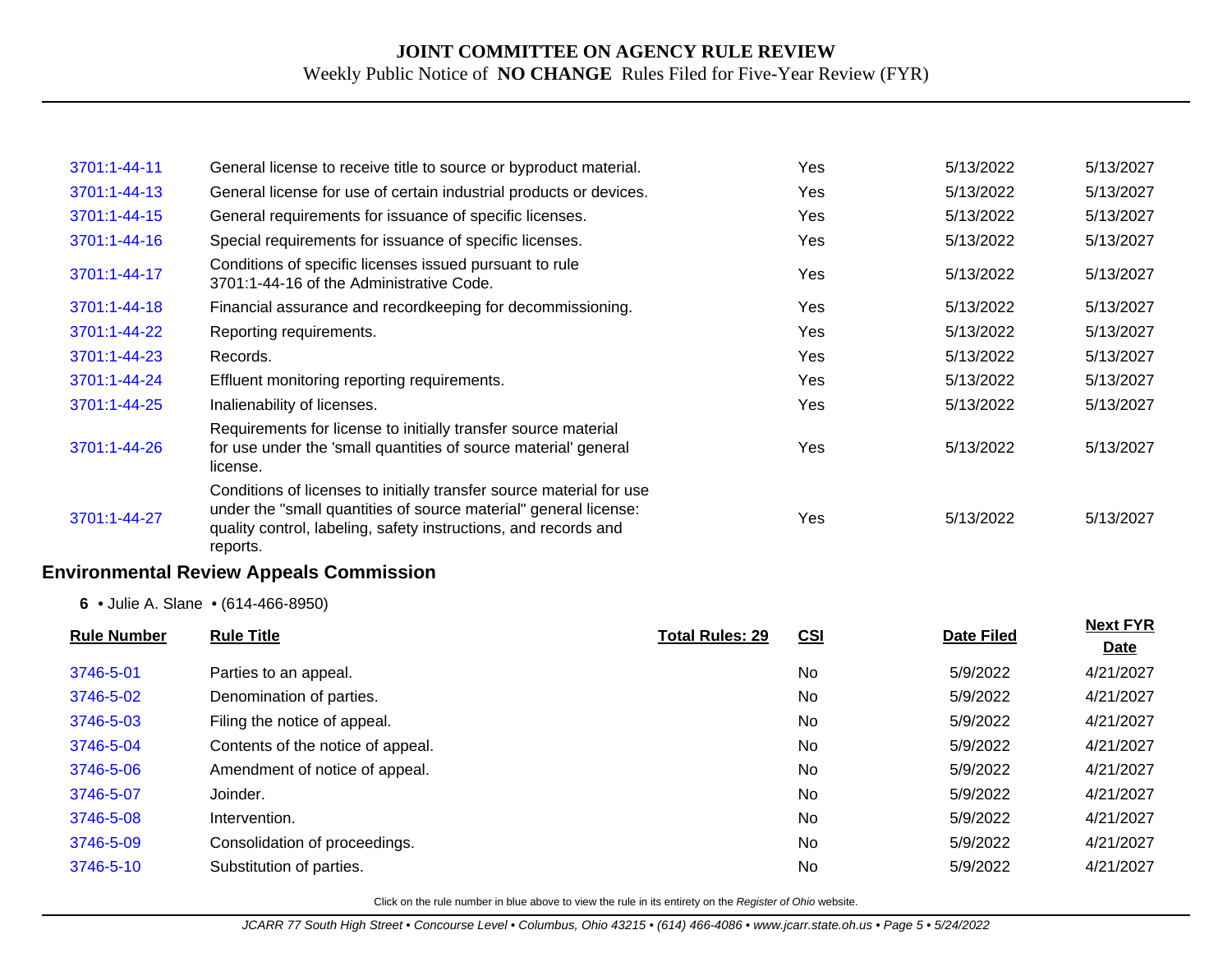| | | | | | |
|---|---|---|---|---|---|
| 3701:1-44-11 | General license to receive title to source or byproduct material. | | Yes | 5/13/2022 | 5/13/2027 |
| 3701:1-44-13 | General license for use of certain industrial products or devices. | | Yes | 5/13/2022 | 5/13/2027 |
| 3701:1-44-15 | General requirements for issuance of specific licenses. | | Yes | 5/13/2022 | 5/13/2027 |
| 3701:1-44-16 | Special requirements for issuance of specific licenses. | | Yes | 5/13/2022 | 5/13/2027 |
| 3701:1-44-17 | Conditions of specific licenses issued pursuant to rule 3701:1-44-16 of the Administrative Code. | | Yes | 5/13/2022 | 5/13/2027 |
| 3701:1-44-18 | Financial assurance and recordkeeping for decommissioning. | | Yes | 5/13/2022 | 5/13/2027 |
| 3701:1-44-22 | Reporting requirements. | | Yes | 5/13/2022 | 5/13/2027 |
| 3701:1-44-23 | Records. | | Yes | 5/13/2022 | 5/13/2027 |
| 3701:1-44-24 | Effluent monitoring reporting requirements. | | Yes | 5/13/2022 | 5/13/2027 |
| 3701:1-44-25 | Inalienability of licenses. | | Yes | 5/13/2022 | 5/13/2027 |
| 3701:1-44-26 | Requirements for license to initially transfer source material for use under the 'small quantities of source material' general license. | | Yes | 5/13/2022 | 5/13/2027 |
| 3701:1-44-27 | Conditions of licenses to initially transfer source material for use under the "small quantities of source material" general license: quality control, labeling, safety instructions, and records and reports. | | Yes | 5/13/2022 | 5/13/2027 |

## Environmental Review Appeals Commission

**6** • Julie A. Slane • (614-466-8950)

| Rule Number | Rule Title | Total Rules: 29 | CSI | Date Filed | Next FYR Date |
|---|---|---|---|---|---|
| 3746-5-01 | Parties to an appeal. | | No | 5/9/2022 | 4/21/2027 |
| 3746-5-02 | Denomination of parties. | | No | 5/9/2022 | 4/21/2027 |
| 3746-5-03 | Filing the notice of appeal. | | No | 5/9/2022 | 4/21/2027 |
| 3746-5-04 | Contents of the notice of appeal. | | No | 5/9/2022 | 4/21/2027 |
| 3746-5-06 | Amendment of notice of appeal. | | No | 5/9/2022 | 4/21/2027 |
| 3746-5-07 | Joinder. | | No | 5/9/2022 | 4/21/2027 |
| 3746-5-08 | Intervention. | | No | 5/9/2022 | 4/21/2027 |
| 3746-5-09 | Consolidation of proceedings. | | No | 5/9/2022 | 4/21/2027 |
| 3746-5-10 | Substitution of parties. | | No | 5/9/2022 | 4/21/2027 |

Click on the rule number in blue above to view the rule in its entirety on the *Register of Ohio* website.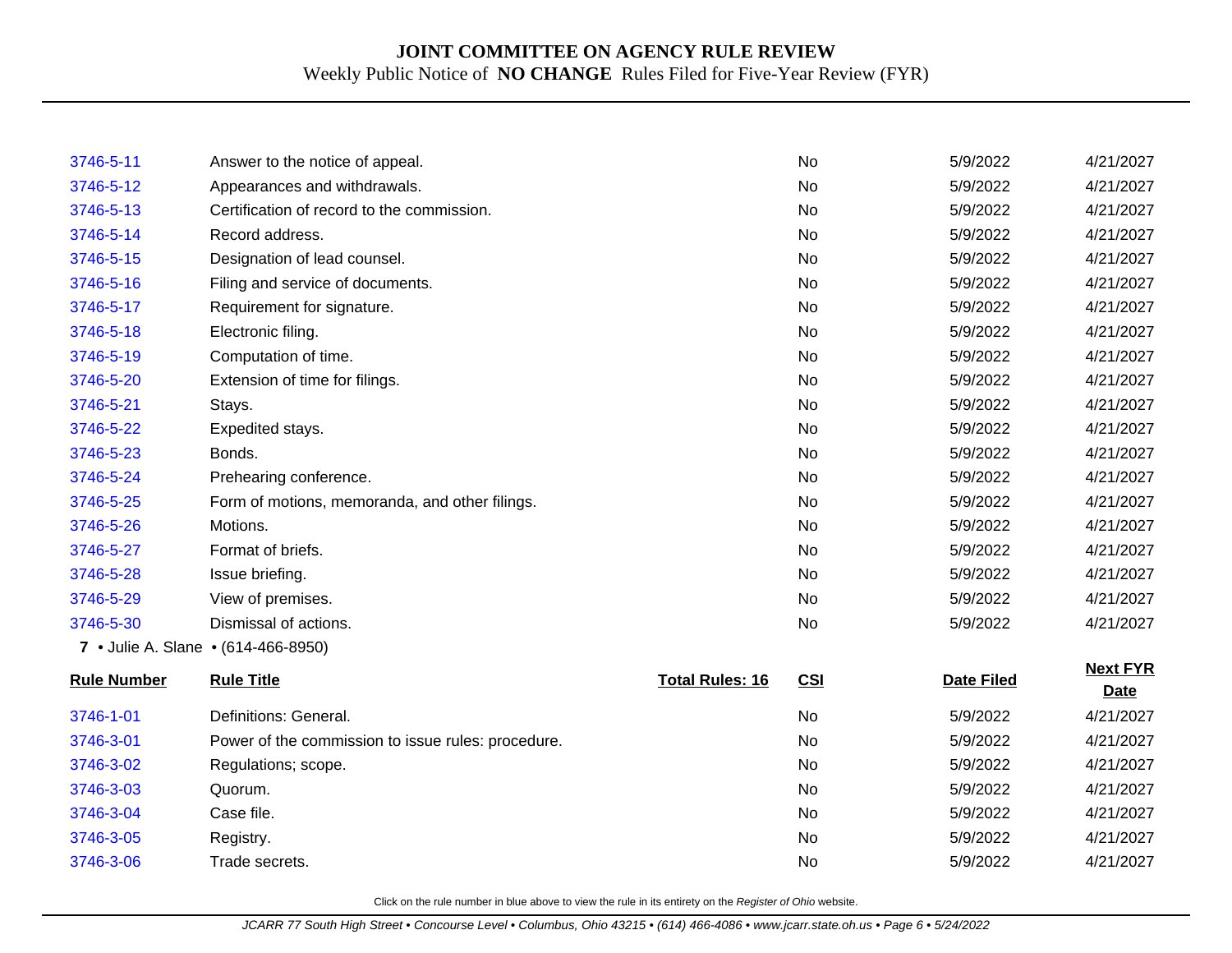| | | | | | |
|---|---|---|---|---|---|
| 3746-5-11 | Answer to the notice of appeal. | | No | 5/9/2022 | 4/21/2027 |
| 3746-5-12 | Appearances and withdrawals. | | No | 5/9/2022 | 4/21/2027 |
| 3746-5-13 | Certification of record to the commission. | | No | 5/9/2022 | 4/21/2027 |
| 3746-5-14 | Record address. | | No | 5/9/2022 | 4/21/2027 |
| 3746-5-15 | Designation of lead counsel. | | No | 5/9/2022 | 4/21/2027 |
| 3746-5-16 | Filing and service of documents. | | No | 5/9/2022 | 4/21/2027 |
| 3746-5-17 | Requirement for signature. | | No | 5/9/2022 | 4/21/2027 |
| 3746-5-18 | Electronic filing. | | No | 5/9/2022 | 4/21/2027 |
| 3746-5-19 | Computation of time. | | No | 5/9/2022 | 4/21/2027 |
| 3746-5-20 | Extension of time for filings. | | No | 5/9/2022 | 4/21/2027 |
| 3746-5-21 | Stays. | | No | 5/9/2022 | 4/21/2027 |
| 3746-5-22 | Expedited stays. | | No | 5/9/2022 | 4/21/2027 |
| 3746-5-23 | Bonds. | | No | 5/9/2022 | 4/21/2027 |
| 3746-5-24 | Prehearing conference. | | No | 5/9/2022 | 4/21/2027 |
| 3746-5-25 | Form of motions, memoranda, and other filings. | | No | 5/9/2022 | 4/21/2027 |
| 3746-5-26 | Motions. | | No | 5/9/2022 | 4/21/2027 |
| 3746-5-27 | Format of briefs. | | No | 5/9/2022 | 4/21/2027 |
| 3746-5-28 | Issue briefing. | | No | 5/9/2022 | 4/21/2027 |
| 3746-5-29 | View of premises. | | No | 5/9/2022 | 4/21/2027 |
| 3746-5-30 | Dismissal of actions. | | No | 5/9/2022 | 4/21/2027 |

**7** • Julie A. Slane • (614-466-8950)

| Rule Number | Rule Title | Total Rules: 16 | CSI | Date Filed | Next FYR Date |
|---|---|---|---|---|---|
| 3746-1-01 | Definitions: General. | | No | 5/9/2022 | 4/21/2027 |
| 3746-3-01 | Power of the commission to issue rules: procedure. | | No | 5/9/2022 | 4/21/2027 |
| 3746-3-02 | Regulations; scope. | | No | 5/9/2022 | 4/21/2027 |
| 3746-3-03 | Quorum. | | No | 5/9/2022 | 4/21/2027 |
| 3746-3-04 | Case file. | | No | 5/9/2022 | 4/21/2027 |
| 3746-3-05 | Registry. | | No | 5/9/2022 | 4/21/2027 |
| 3746-3-06 | Trade secrets. | | No | 5/9/2022 | 4/21/2027 |

Click on the rule number in blue above to view the rule in its entirety on the *Register of Ohio* website.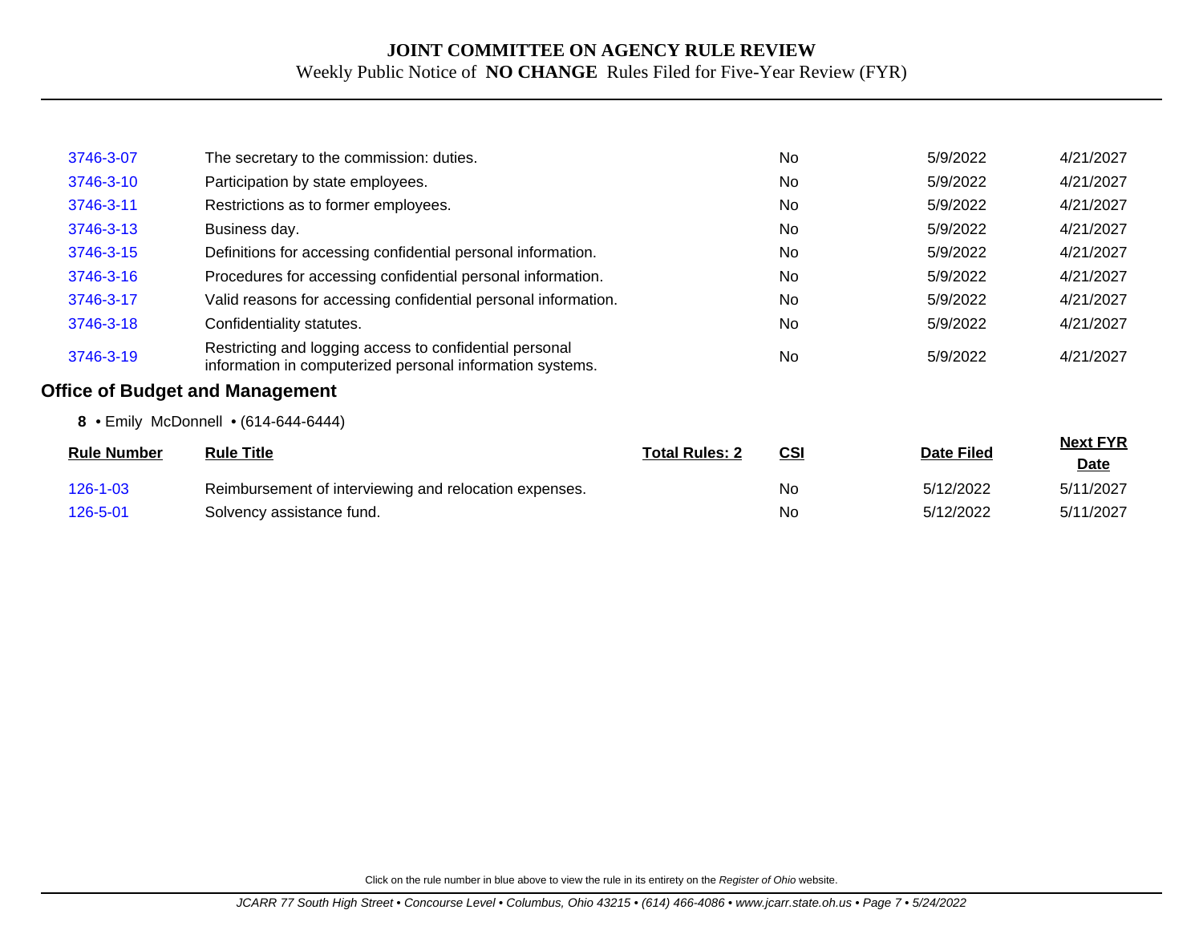**JOINT COMMITTEE ON AGENCY RULE REVIEW**

Weekly Public Notice of **NO CHANGE** Rules Filed for Five-Year Review (FYR)

| Rule Number | Rule Title | | CSI | Date Filed | Next FYR Date |
|---|---|---|---|---|---|
| 3746-3-07 | The secretary to the commission: duties. | | No | 5/9/2022 | 4/21/2027 |
| 3746-3-10 | Participation by state employees. | | No | 5/9/2022 | 4/21/2027 |
| 3746-3-11 | Restrictions as to former employees. | | No | 5/9/2022 | 4/21/2027 |
| 3746-3-13 | Business day. | | No | 5/9/2022 | 4/21/2027 |
| 3746-3-15 | Definitions for accessing confidential personal information. | | No | 5/9/2022 | 4/21/2027 |
| 3746-3-16 | Procedures for accessing confidential personal information. | | No | 5/9/2022 | 4/21/2027 |
| 3746-3-17 | Valid reasons for accessing confidential personal information. | | No | 5/9/2022 | 4/21/2027 |
| 3746-3-18 | Confidentiality statutes. | | No | 5/9/2022 | 4/21/2027 |
| 3746-3-19 | Restricting and logging access to confidential personal information in computerized personal information systems. | | No | 5/9/2022 | 4/21/2027 |

### Office of Budget and Management

**8** • Emily McDonnell • (614-644-6444)

| Rule Number | Rule Title | Total Rules: 2 | CSI | Date Filed | Next FYR Date |
|---|---|---|---|---|---|
| 126-1-03 | Reimbursement of interviewing and relocation expenses. | | No | 5/12/2022 | 5/11/2027 |
| 126-5-01 | Solvency assistance fund. | | No | 5/12/2022 | 5/11/2027 |

Click on the rule number in blue above to view the rule in its entirety on the *Register of Ohio* website.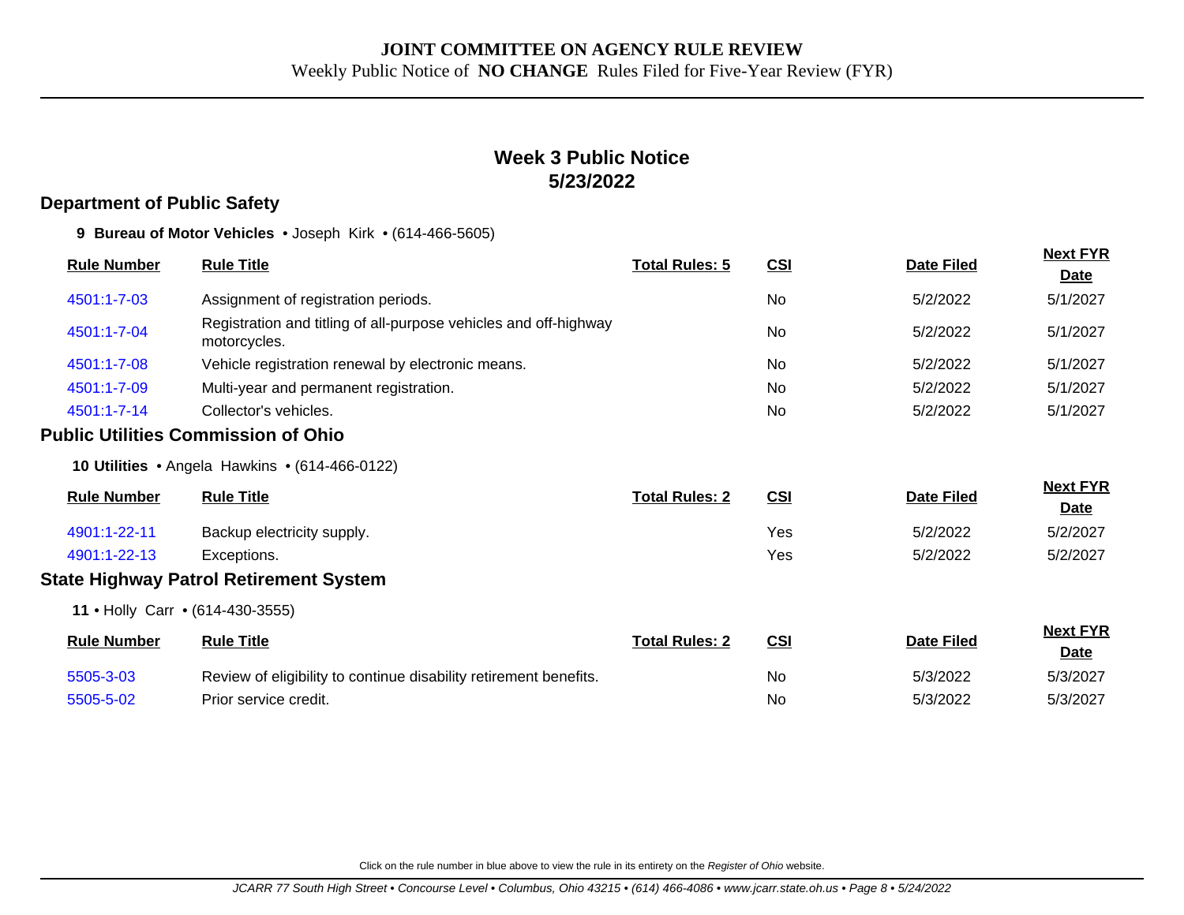**JOINT COMMITTEE ON AGENCY RULE REVIEW**

Weekly Public Notice of **NO CHANGE** Rules Filed for Five-Year Review (FYR)

## Week 3 Public Notice
## 5/23/2022

### Department of Public Safety

**9 Bureau of Motor Vehicles** • Joseph Kirk • (614-466-5605)

| Rule Number | Rule Title | Total Rules: 5 | CSI | Date Filed | Next FYR Date |
|---|---|---|---|---|---|
| 4501:1-7-03 | Assignment of registration periods. | | No | 5/2/2022 | 5/1/2027 |
| 4501:1-7-04 | Registration and titling of all-purpose vehicles and off-highway motorcycles. | | No | 5/2/2022 | 5/1/2027 |
| 4501:1-7-08 | Vehicle registration renewal by electronic means. | | No | 5/2/2022 | 5/1/2027 |
| 4501:1-7-09 | Multi-year and permanent registration. | | No | 5/2/2022 | 5/1/2027 |
| 4501:1-7-14 | Collector's vehicles. | | No | 5/2/2022 | 5/1/2027 |

### Public Utilities Commission of Ohio

**10 Utilities** • Angela Hawkins • (614-466-0122)

| Rule Number | Rule Title | Total Rules: 2 | CSI | Date Filed | Next FYR Date |
|---|---|---|---|---|---|
| 4901:1-22-11 | Backup electricity supply. | | Yes | 5/2/2022 | 5/2/2027 |
| 4901:1-22-13 | Exceptions. | | Yes | 5/2/2022 | 5/2/2027 |

### State Highway Patrol Retirement System

**11** • Holly Carr • (614-430-3555)

| Rule Number | Rule Title | Total Rules: 2 | CSI | Date Filed | Next FYR Date |
|---|---|---|---|---|---|
| 5505-3-03 | Review of eligibility to continue disability retirement benefits. | | No | 5/3/2022 | 5/3/2027 |
| 5505-5-02 | Prior service credit. | | No | 5/3/2022 | 5/3/2027 |

Click on the rule number in blue above to view the rule in its entirety on the *Register of Ohio* website.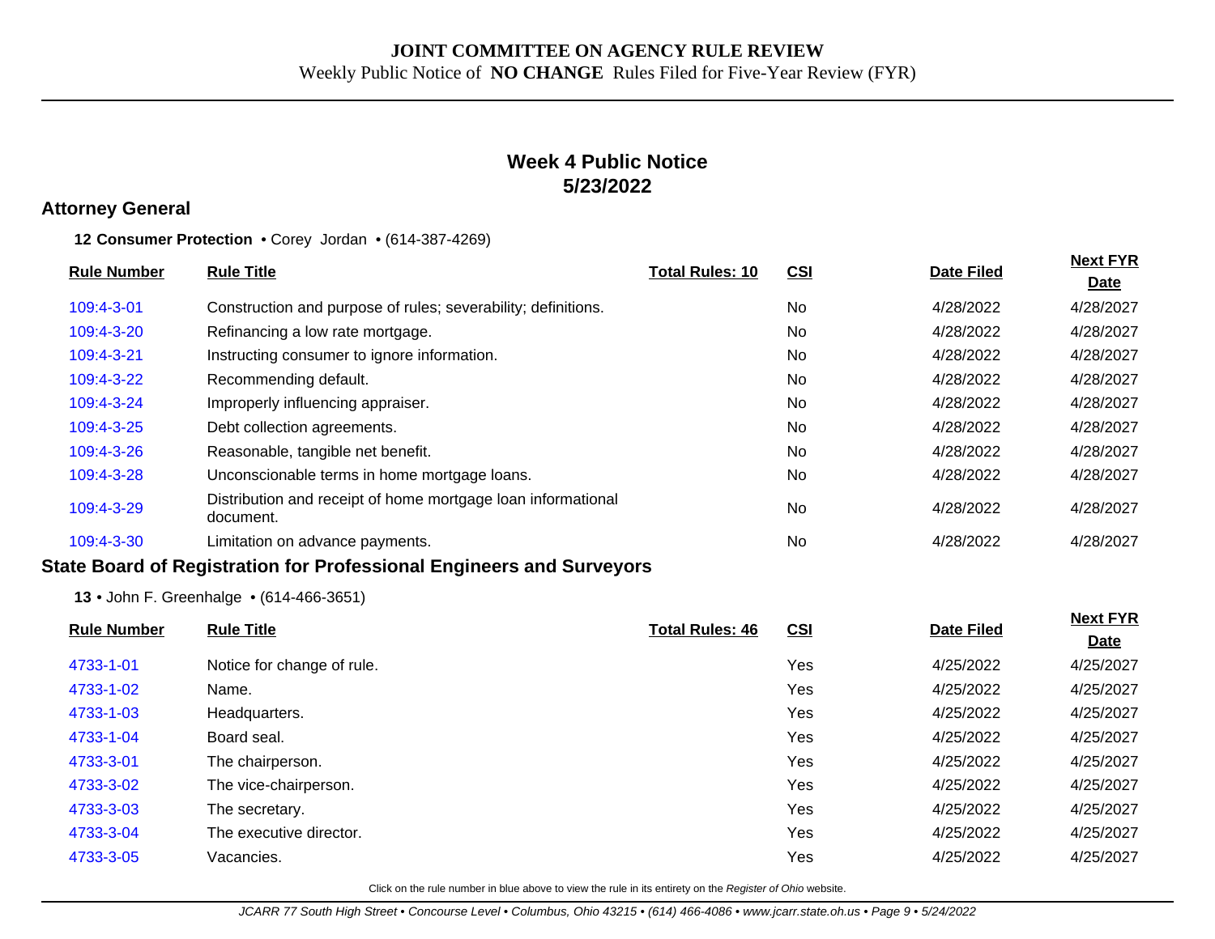# JOINT COMMITTEE ON AGENCY RULE REVIEW

Weekly Public Notice of **NO CHANGE** Rules Filed for Five-Year Review (FYR)

## Week 4 Public Notice
## 5/23/2022

### Attorney General

**12 Consumer Protection** • Corey Jordan • (614-387-4269)

| Rule Number | Rule Title | Total Rules: 10 | CSI | Date Filed | Next FYR Date |
|---|---|---|---|---|---|
| 109:4-3-01 | Construction and purpose of rules; severability; definitions. | | No | 4/28/2022 | 4/28/2027 |
| 109:4-3-20 | Refinancing a low rate mortgage. | | No | 4/28/2022 | 4/28/2027 |
| 109:4-3-21 | Instructing consumer to ignore information. | | No | 4/28/2022 | 4/28/2027 |
| 109:4-3-22 | Recommending default. | | No | 4/28/2022 | 4/28/2027 |
| 109:4-3-24 | Improperly influencing appraiser. | | No | 4/28/2022 | 4/28/2027 |
| 109:4-3-25 | Debt collection agreements. | | No | 4/28/2022 | 4/28/2027 |
| 109:4-3-26 | Reasonable, tangible net benefit. | | No | 4/28/2022 | 4/28/2027 |
| 109:4-3-28 | Unconscionable terms in home mortgage loans. | | No | 4/28/2022 | 4/28/2027 |
| 109:4-3-29 | Distribution and receipt of home mortgage loan informational document. | | No | 4/28/2022 | 4/28/2027 |
| 109:4-3-30 | Limitation on advance payments. | | No | 4/28/2022 | 4/28/2027 |

### State Board of Registration for Professional Engineers and Surveyors

**13** • John F. Greenhalge • (614-466-3651)

| Rule Number | Rule Title | Total Rules: 46 | CSI | Date Filed | Next FYR Date |
|---|---|---|---|---|---|
| 4733-1-01 | Notice for change of rule. | | Yes | 4/25/2022 | 4/25/2027 |
| 4733-1-02 | Name. | | Yes | 4/25/2022 | 4/25/2027 |
| 4733-1-03 | Headquarters. | | Yes | 4/25/2022 | 4/25/2027 |
| 4733-1-04 | Board seal. | | Yes | 4/25/2022 | 4/25/2027 |
| 4733-3-01 | The chairperson. | | Yes | 4/25/2022 | 4/25/2027 |
| 4733-3-02 | The vice-chairperson. | | Yes | 4/25/2022 | 4/25/2027 |
| 4733-3-03 | The secretary. | | Yes | 4/25/2022 | 4/25/2027 |
| 4733-3-04 | The executive director. | | Yes | 4/25/2022 | 4/25/2027 |
| 4733-3-05 | Vacancies. | | Yes | 4/25/2022 | 4/25/2027 |

Click on the rule number in blue above to view the rule in its entirety on the *Register of Ohio* website.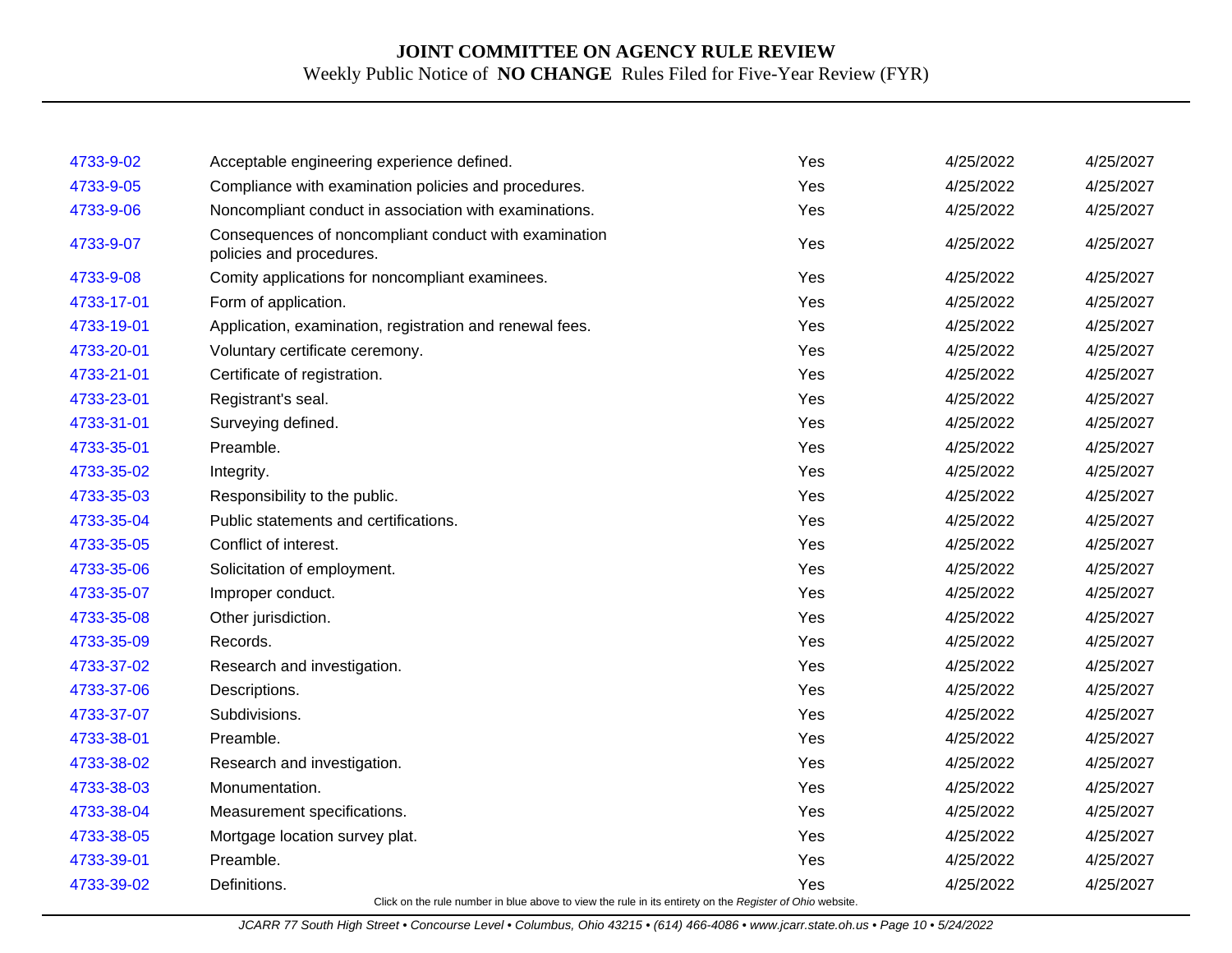| | | | | |
|---|---|---|---|---|
| 4733-9-02 | Acceptable engineering experience defined. | Yes | 4/25/2022 | 4/25/2027 |
| 4733-9-05 | Compliance with examination policies and procedures. | Yes | 4/25/2022 | 4/25/2027 |
| 4733-9-06 | Noncompliant conduct in association with examinations. | Yes | 4/25/2022 | 4/25/2027 |
| 4733-9-07 | Consequences of noncompliant conduct with examination policies and procedures. | Yes | 4/25/2022 | 4/25/2027 |
| 4733-9-08 | Comity applications for noncompliant examinees. | Yes | 4/25/2022 | 4/25/2027 |
| 4733-17-01 | Form of application. | Yes | 4/25/2022 | 4/25/2027 |
| 4733-19-01 | Application, examination, registration and renewal fees. | Yes | 4/25/2022 | 4/25/2027 |
| 4733-20-01 | Voluntary certificate ceremony. | Yes | 4/25/2022 | 4/25/2027 |
| 4733-21-01 | Certificate of registration. | Yes | 4/25/2022 | 4/25/2027 |
| 4733-23-01 | Registrant's seal. | Yes | 4/25/2022 | 4/25/2027 |
| 4733-31-01 | Surveying defined. | Yes | 4/25/2022 | 4/25/2027 |
| 4733-35-01 | Preamble. | Yes | 4/25/2022 | 4/25/2027 |
| 4733-35-02 | Integrity. | Yes | 4/25/2022 | 4/25/2027 |
| 4733-35-03 | Responsibility to the public. | Yes | 4/25/2022 | 4/25/2027 |
| 4733-35-04 | Public statements and certifications. | Yes | 4/25/2022 | 4/25/2027 |
| 4733-35-05 | Conflict of interest. | Yes | 4/25/2022 | 4/25/2027 |
| 4733-35-06 | Solicitation of employment. | Yes | 4/25/2022 | 4/25/2027 |
| 4733-35-07 | Improper conduct. | Yes | 4/25/2022 | 4/25/2027 |
| 4733-35-08 | Other jurisdiction. | Yes | 4/25/2022 | 4/25/2027 |
| 4733-35-09 | Records. | Yes | 4/25/2022 | 4/25/2027 |
| 4733-37-02 | Research and investigation. | Yes | 4/25/2022 | 4/25/2027 |
| 4733-37-06 | Descriptions. | Yes | 4/25/2022 | 4/25/2027 |
| 4733-37-07 | Subdivisions. | Yes | 4/25/2022 | 4/25/2027 |
| 4733-38-01 | Preamble. | Yes | 4/25/2022 | 4/25/2027 |
| 4733-38-02 | Research and investigation. | Yes | 4/25/2022 | 4/25/2027 |
| 4733-38-03 | Monumentation. | Yes | 4/25/2022 | 4/25/2027 |
| 4733-38-04 | Measurement specifications. | Yes | 4/25/2022 | 4/25/2027 |
| 4733-38-05 | Mortgage location survey plat. | Yes | 4/25/2022 | 4/25/2027 |
| 4733-39-01 | Preamble. | Yes | 4/25/2022 | 4/25/2027 |
| 4733-39-02 | Definitions. | Yes | 4/25/2022 | 4/25/2027 |

Click on the rule number in blue above to view the rule in its entirety on the *Register of Ohio* website.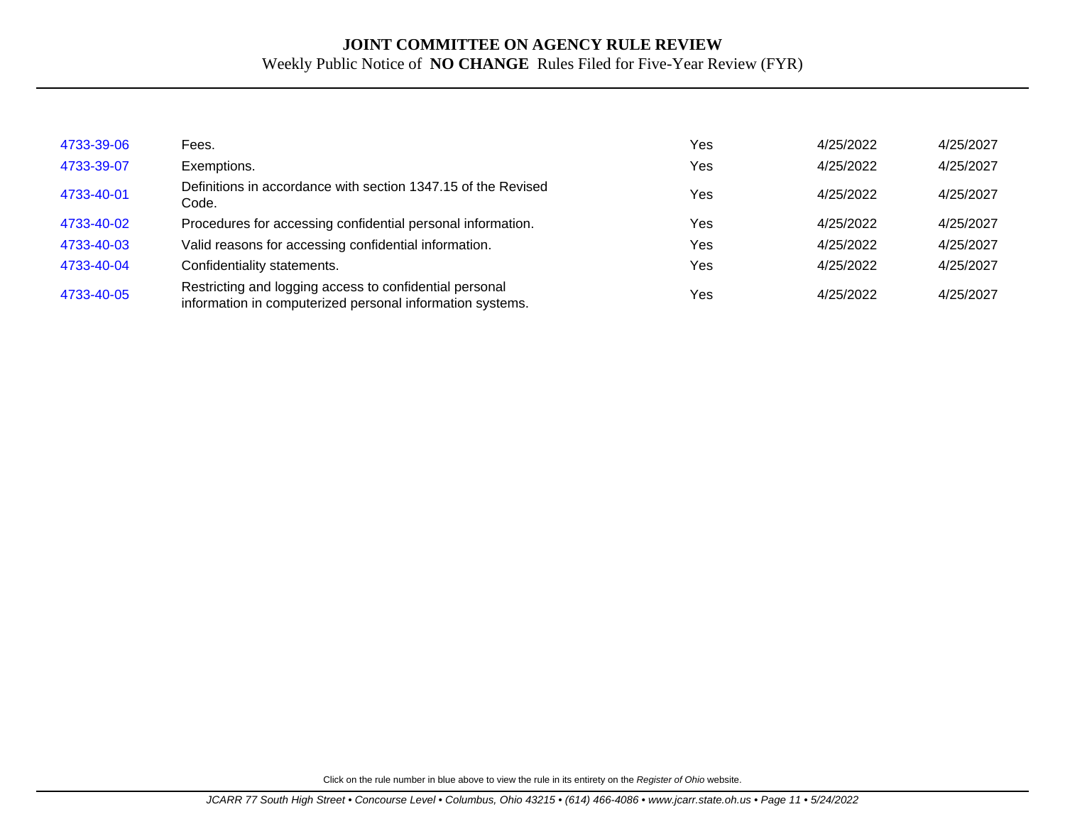# JOINT COMMITTEE ON AGENCY RULE REVIEW

Weekly Public Notice of **NO CHANGE** Rules Filed for Five-Year Review (FYR)

| | | | | |
|---|---|---|---|---|
| 4733-39-06 | Fees. | Yes | 4/25/2022 | 4/25/2027 |
| 4733-39-07 | Exemptions. | Yes | 4/25/2022 | 4/25/2027 |
| 4733-40-01 | Definitions in accordance with section 1347.15 of the Revised Code. | Yes | 4/25/2022 | 4/25/2027 |
| 4733-40-02 | Procedures for accessing confidential personal information. | Yes | 4/25/2022 | 4/25/2027 |
| 4733-40-03 | Valid reasons for accessing confidential information. | Yes | 4/25/2022 | 4/25/2027 |
| 4733-40-04 | Confidentiality statements. | Yes | 4/25/2022 | 4/25/2027 |
| 4733-40-05 | Restricting and logging access to confidential personal information in computerized personal information systems. | Yes | 4/25/2022 | 4/25/2027 |

Click on the rule number in blue above to view the rule in its entirety on the *Register of Ohio* website.